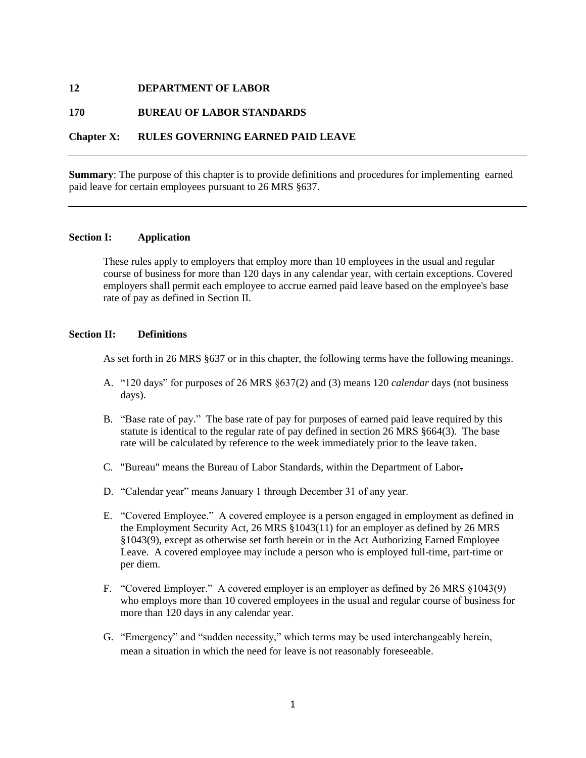**12 DEPARTMENT OF LABOR**

**170 BUREAU OF LABOR STANDARDS**

**Chapter X: RULES GOVERNING EARNED PAID LEAVE**

---

**Summary**: The purpose of this chapter is to provide definitions and procedures for implementing earned paid leave for certain employees pursuant to 26 MRS §637.

---

## Section I: Application

These rules apply to employers that employ more than 10 employees in the usual and regular course of business for more than 120 days in any calendar year, with certain exceptions. Covered employers shall permit each employee to accrue earned paid leave based on the employee's base rate of pay as defined in Section II.

## Section II: Definitions

As set forth in 26 MRS §637 or in this chapter, the following terms have the following meanings.

A. "120 days" for purposes of 26 MRS §637(2) and (3) means 120 *calendar* days (not business days).

B. "Base rate of pay." The base rate of pay for purposes of earned paid leave required by this statute is identical to the regular rate of pay defined in section 26 MRS §664(3). The base rate will be calculated by reference to the week immediately prior to the leave taken.

C. "Bureau" means the Bureau of Labor Standards, within the Department of Labor.

D. "Calendar year" means January 1 through December 31 of any year.

E. "Covered Employee." A covered employee is a person engaged in employment as defined in the Employment Security Act, 26 MRS §1043(11) for an employer as defined by 26 MRS §1043(9), except as otherwise set forth herein or in the Act Authorizing Earned Employee Leave. A covered employee may include a person who is employed full-time, part-time or per diem.

F. "Covered Employer." A covered employer is an employer as defined by 26 MRS §1043(9) who employs more than 10 covered employees in the usual and regular course of business for more than 120 days in any calendar year.

G. "Emergency" and "sudden necessity," which terms may be used interchangeably herein, mean a situation in which the need for leave is not reasonably foreseeable.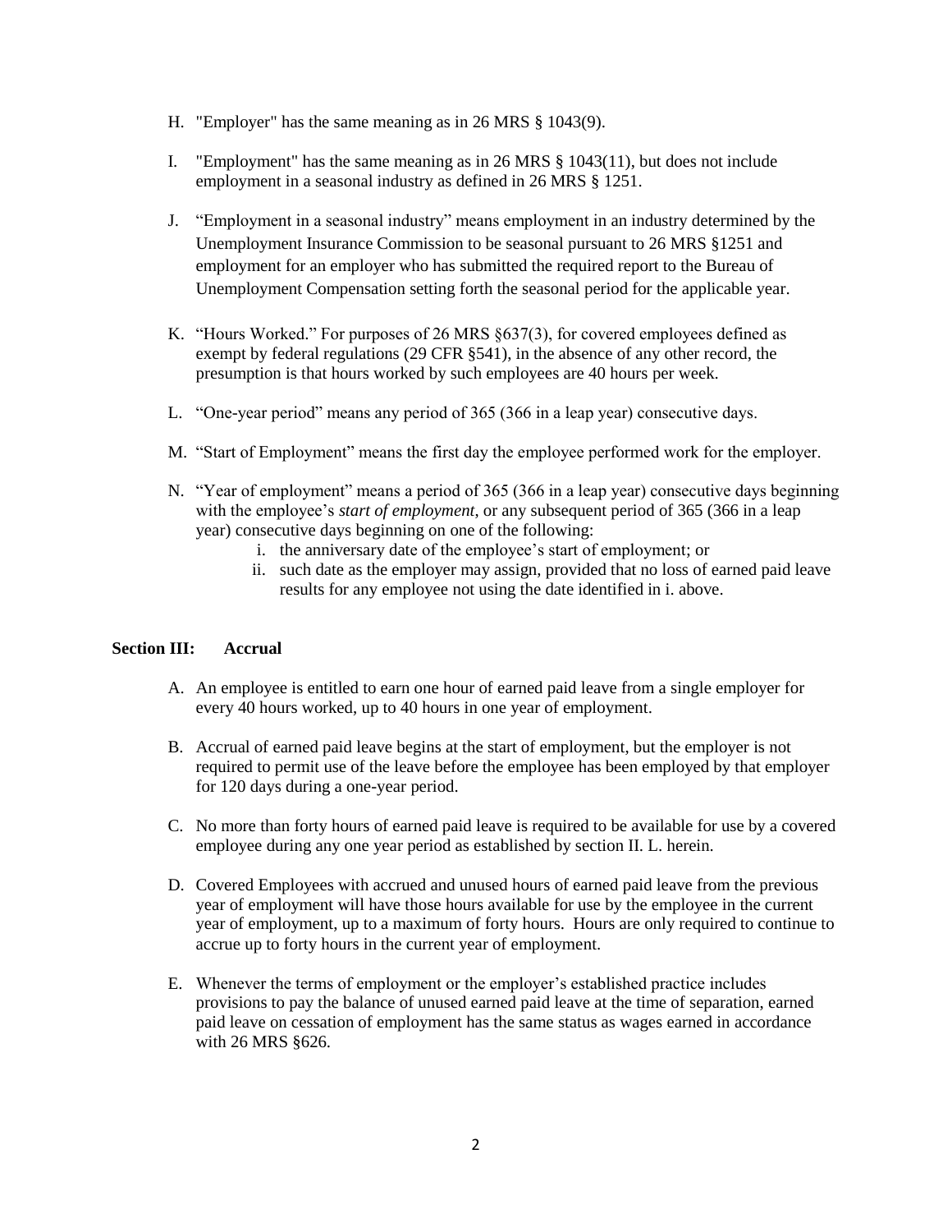H. "Employer" has the same meaning as in 26 MRS § 1043(9).

I. "Employment" has the same meaning as in 26 MRS § 1043(11), but does not include employment in a seasonal industry as defined in 26 MRS § 1251.

J. “Employment in a seasonal industry” means employment in an industry determined by the Unemployment Insurance Commission to be seasonal pursuant to 26 MRS §1251 and employment for an employer who has submitted the required report to the Bureau of Unemployment Compensation setting forth the seasonal period for the applicable year.

K. “Hours Worked.” For purposes of 26 MRS §637(3), for covered employees defined as exempt by federal regulations (29 CFR §541), in the absence of any other record, the presumption is that hours worked by such employees are 40 hours per week.

L. “One-year period” means any period of 365 (366 in a leap year) consecutive days.

M. “Start of Employment” means the first day the employee performed work for the employer.

N. “Year of employment” means a period of 365 (366 in a leap year) consecutive days beginning with the employee’s *start of employment*, or any subsequent period of 365 (366 in a leap year) consecutive days beginning on one of the following:
   i. the anniversary date of the employee’s start of employment; or
   ii. such date as the employer may assign, provided that no loss of earned paid leave results for any employee not using the date identified in i. above.

**Section III: Accrual**

A. An employee is entitled to earn one hour of earned paid leave from a single employer for every 40 hours worked, up to 40 hours in one year of employment.

B. Accrual of earned paid leave begins at the start of employment, but the employer is not required to permit use of the leave before the employee has been employed by that employer for 120 days during a one-year period.

C. No more than forty hours of earned paid leave is required to be available for use by a covered employee during any one year period as established by section II. L. herein.

D. Covered Employees with accrued and unused hours of earned paid leave from the previous year of employment will have those hours available for use by the employee in the current year of employment, up to a maximum of forty hours. Hours are only required to continue to accrue up to forty hours in the current year of employment.

E. Whenever the terms of employment or the employer’s established practice includes provisions to pay the balance of unused earned paid leave at the time of separation, earned paid leave on cessation of employment has the same status as wages earned in accordance with 26 MRS §626.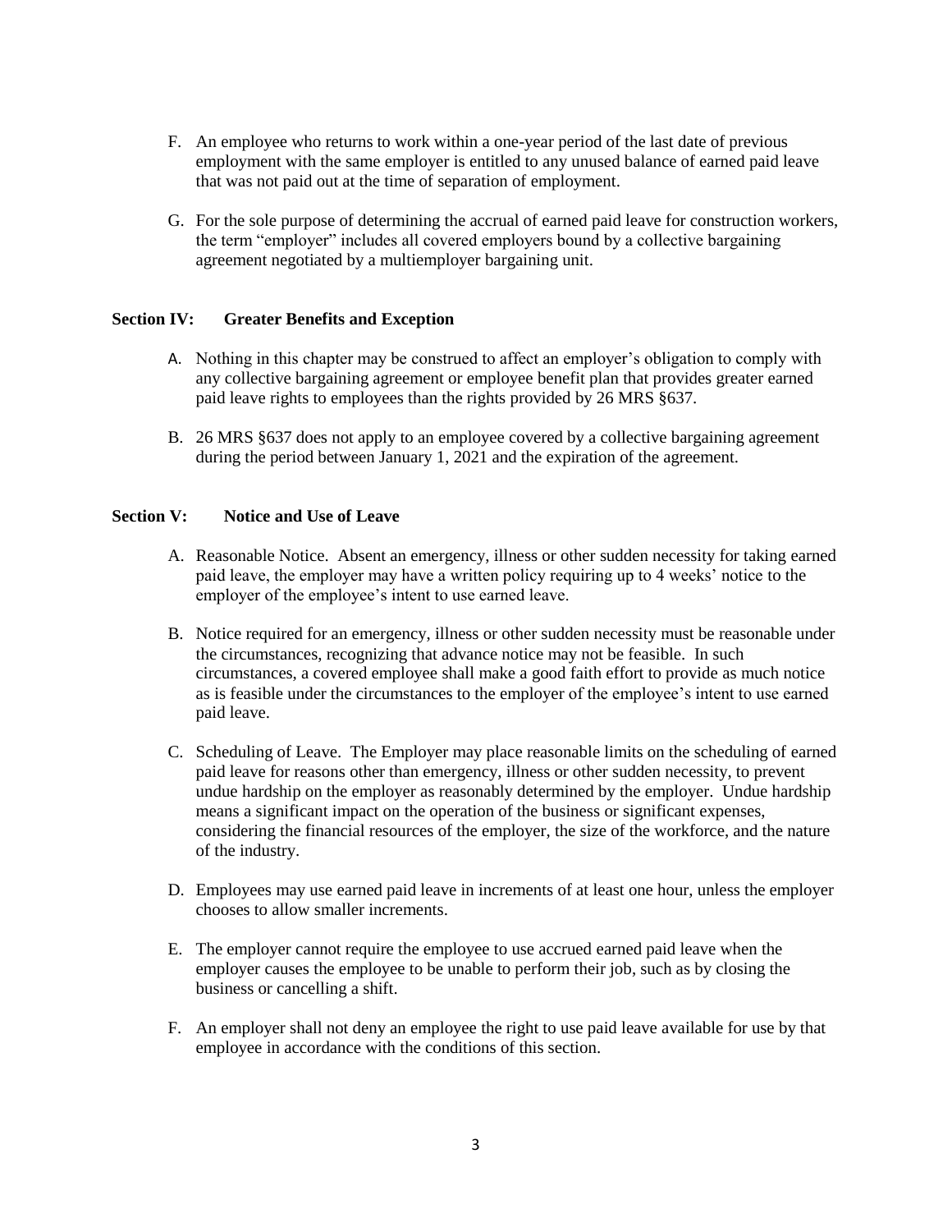F. An employee who returns to work within a one-year period of the last date of previous employment with the same employer is entitled to any unused balance of earned paid leave that was not paid out at the time of separation of employment.

G. For the sole purpose of determining the accrual of earned paid leave for construction workers, the term "employer" includes all covered employers bound by a collective bargaining agreement negotiated by a multiemployer bargaining unit.

## Section IV: Greater Benefits and Exception

A. Nothing in this chapter may be construed to affect an employer's obligation to comply with any collective bargaining agreement or employee benefit plan that provides greater earned paid leave rights to employees than the rights provided by 26 MRS §637.

B. 26 MRS §637 does not apply to an employee covered by a collective bargaining agreement during the period between January 1, 2021 and the expiration of the agreement.

## Section V: Notice and Use of Leave

A. Reasonable Notice. Absent an emergency, illness or other sudden necessity for taking earned paid leave, the employer may have a written policy requiring up to 4 weeks' notice to the employer of the employee's intent to use earned leave.

B. Notice required for an emergency, illness or other sudden necessity must be reasonable under the circumstances, recognizing that advance notice may not be feasible. In such circumstances, a covered employee shall make a good faith effort to provide as much notice as is feasible under the circumstances to the employer of the employee's intent to use earned paid leave.

C. Scheduling of Leave. The Employer may place reasonable limits on the scheduling of earned paid leave for reasons other than emergency, illness or other sudden necessity, to prevent undue hardship on the employer as reasonably determined by the employer. Undue hardship means a significant impact on the operation of the business or significant expenses, considering the financial resources of the employer, the size of the workforce, and the nature of the industry.

D. Employees may use earned paid leave in increments of at least one hour, unless the employer chooses to allow smaller increments.

E. The employer cannot require the employee to use accrued earned paid leave when the employer causes the employee to be unable to perform their job, such as by closing the business or cancelling a shift.

F. An employer shall not deny an employee the right to use paid leave available for use by that employee in accordance with the conditions of this section.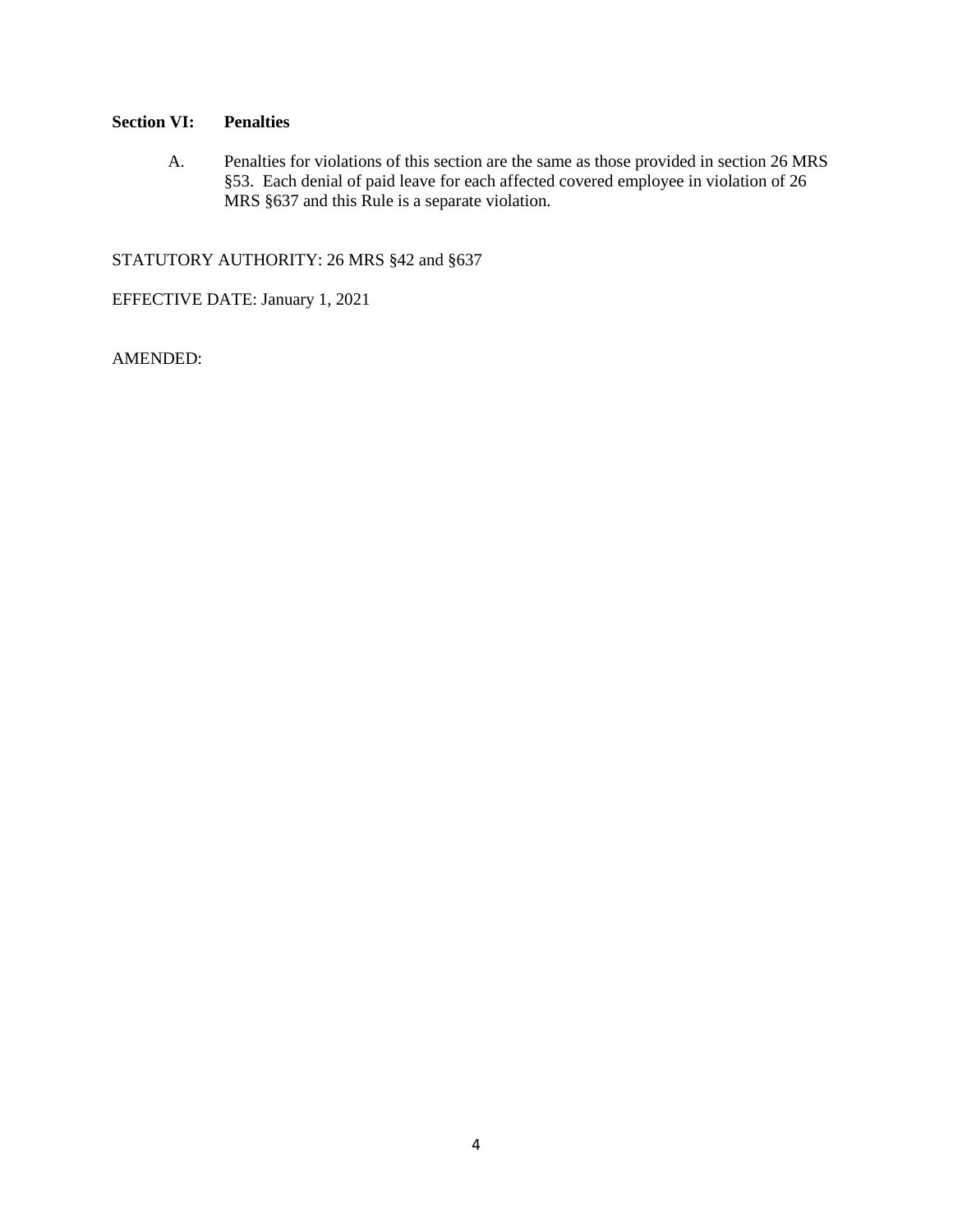## Section VI: Penalties

A. Penalties for violations of this section are the same as those provided in section 26 MRS §53. Each denial of paid leave for each affected covered employee in violation of 26 MRS §637 and this Rule is a separate violation.

STATUTORY AUTHORITY: 26 MRS §42 and §637

EFFECTIVE DATE: January 1, 2021

AMENDED: